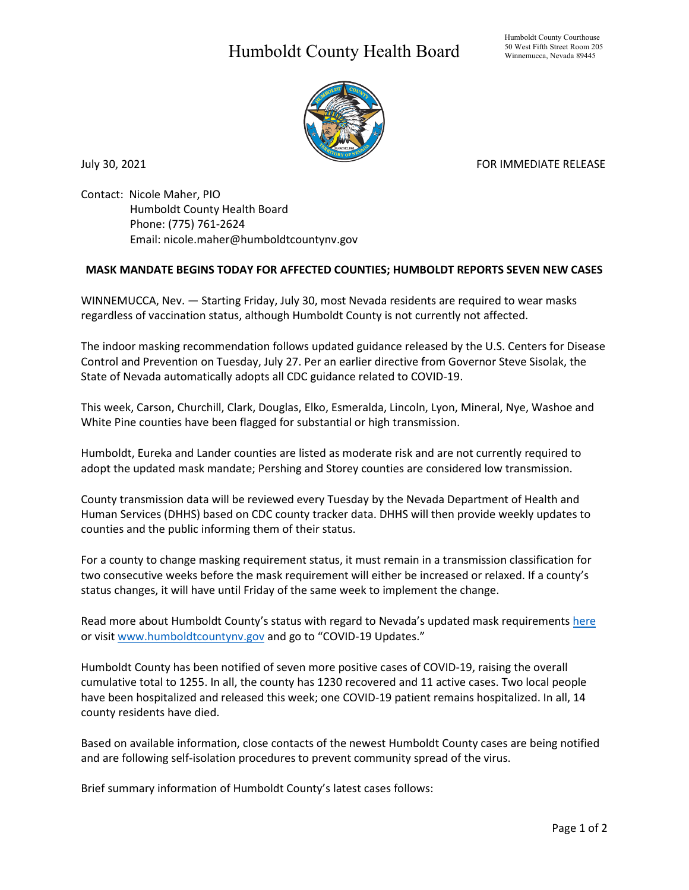# Humboldt County Health Board

Humboldt County Courthouse
50 West Fifth Street Room 205
Winnemucca, Nevada 89445

July 30, 2021

FOR IMMEDIATE RELEASE

Contact: Nicole Maher, PIO
Humboldt County Health Board
Phone: (775) 761-2624
Email: nicole.maher@humboldtcountynv.gov

**MASK MANDATE BEGINS TODAY FOR AFFECTED COUNTIES; HUMBOLDT REPORTS SEVEN NEW CASES**

WINNEMUCCA, Nev. — Starting Friday, July 30, most Nevada residents are required to wear masks regardless of vaccination status, although Humboldt County is not currently not affected.

The indoor masking recommendation follows updated guidance released by the U.S. Centers for Disease Control and Prevention on Tuesday, July 27. Per an earlier directive from Governor Steve Sisolak, the State of Nevada automatically adopts all CDC guidance related to COVID-19.

This week, Carson, Churchill, Clark, Douglas, Elko, Esmeralda, Lincoln, Lyon, Mineral, Nye, Washoe and White Pine counties have been flagged for substantial or high transmission.

Humboldt, Eureka and Lander counties are listed as moderate risk and are not currently required to adopt the updated mask mandate; Pershing and Storey counties are considered low transmission.

County transmission data will be reviewed every Tuesday by the Nevada Department of Health and Human Services (DHHS) based on CDC county tracker data. DHHS will then provide weekly updates to counties and the public informing them of their status.

For a county to change masking requirement status, it must remain in a transmission classification for two consecutive weeks before the mask requirement will either be increased or relaxed. If a county's status changes, it will have until Friday of the same week to implement the change.

Read more about Humboldt County's status with regard to Nevada's updated mask requirements here or visit www.humboldtcountynv.gov and go to "COVID-19 Updates."

Humboldt County has been notified of seven more positive cases of COVID-19, raising the overall cumulative total to 1255. In all, the county has 1230 recovered and 11 active cases. Two local people have been hospitalized and released this week; one COVID-19 patient remains hospitalized. In all, 14 county residents have died.

Based on available information, close contacts of the newest Humboldt County cases are being notified and are following self-isolation procedures to prevent community spread of the virus.

Brief summary information of Humboldt County's latest cases follows: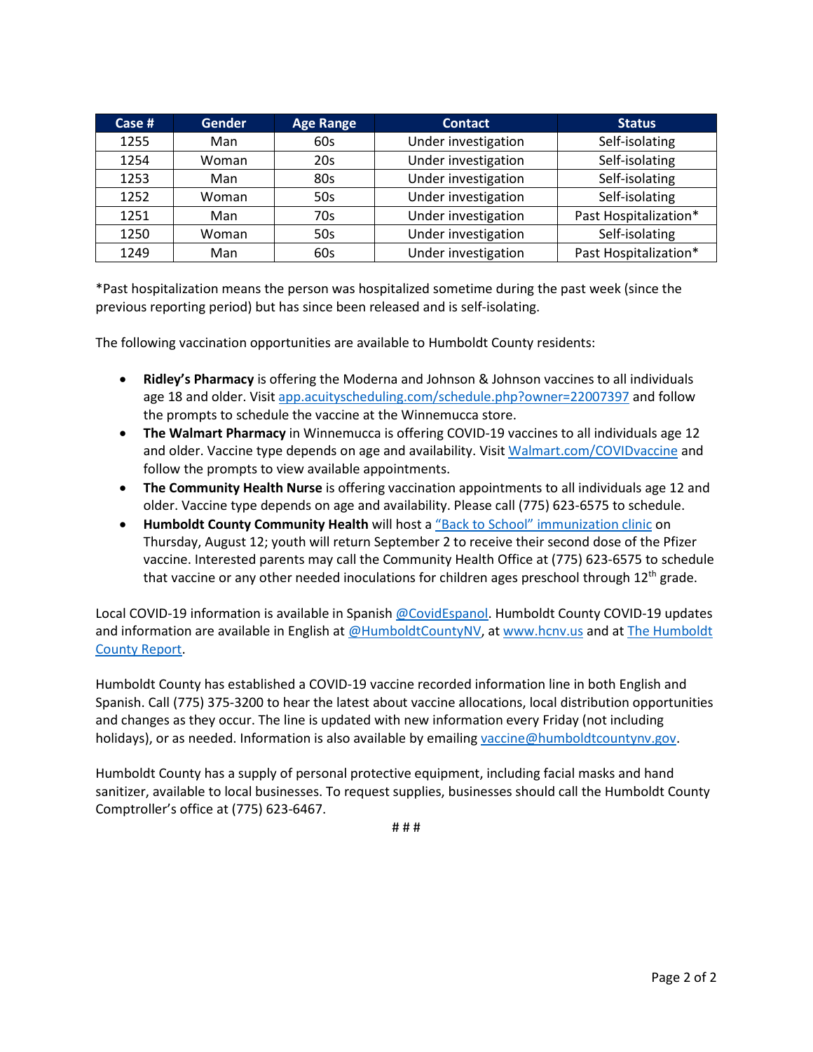| Case # | Gender | Age Range | Contact | Status |
| --- | --- | --- | --- | --- |
| 1255 | Man | 60s | Under investigation | Self-isolating |
| 1254 | Woman | 20s | Under investigation | Self-isolating |
| 1253 | Man | 80s | Under investigation | Self-isolating |
| 1252 | Woman | 50s | Under investigation | Self-isolating |
| 1251 | Man | 70s | Under investigation | Past Hospitalization* |
| 1250 | Woman | 50s | Under investigation | Self-isolating |
| 1249 | Man | 60s | Under investigation | Past Hospitalization* |

*Past hospitalization means the person was hospitalized sometime during the past week (since the previous reporting period) but has since been released and is self-isolating.

The following vaccination opportunities are available to Humboldt County residents:

- **Ridley's Pharmacy** is offering the Moderna and Johnson & Johnson vaccines to all individuals age 18 and older. Visit app.acuityscheduling.com/schedule.php?owner=22007397 and follow the prompts to schedule the vaccine at the Winnemucca store.
- **The Walmart Pharmacy** in Winnemucca is offering COVID-19 vaccines to all individuals age 12 and older. Vaccine type depends on age and availability. Visit Walmart.com/COVIDvaccine and follow the prompts to view available appointments.
- **The Community Health Nurse** is offering vaccination appointments to all individuals age 12 and older. Vaccine type depends on age and availability. Please call (775) 623-6575 to schedule.
- **Humboldt County Community Health** will host a "Back to School" immunization clinic on Thursday, August 12; youth will return September 2 to receive their second dose of the Pfizer vaccine. Interested parents may call the Community Health Office at (775) 623-6575 to schedule that vaccine or any other needed inoculations for children ages preschool through 12th grade.

Local COVID-19 information is available in Spanish @CovidEspanol. Humboldt County COVID-19 updates and information are available in English at @HumboldtCountyNV, at www.hcnv.us and at The Humboldt County Report.

Humboldt County has established a COVID-19 vaccine recorded information line in both English and Spanish. Call (775) 375-3200 to hear the latest about vaccine allocations, local distribution opportunities and changes as they occur. The line is updated with new information every Friday (not including holidays), or as needed. Information is also available by emailing vaccine@humboldtcountynv.gov.

Humboldt County has a supply of personal protective equipment, including facial masks and hand sanitizer, available to local businesses. To request supplies, businesses should call the Humboldt County Comptroller's office at (775) 623-6467.

# # #